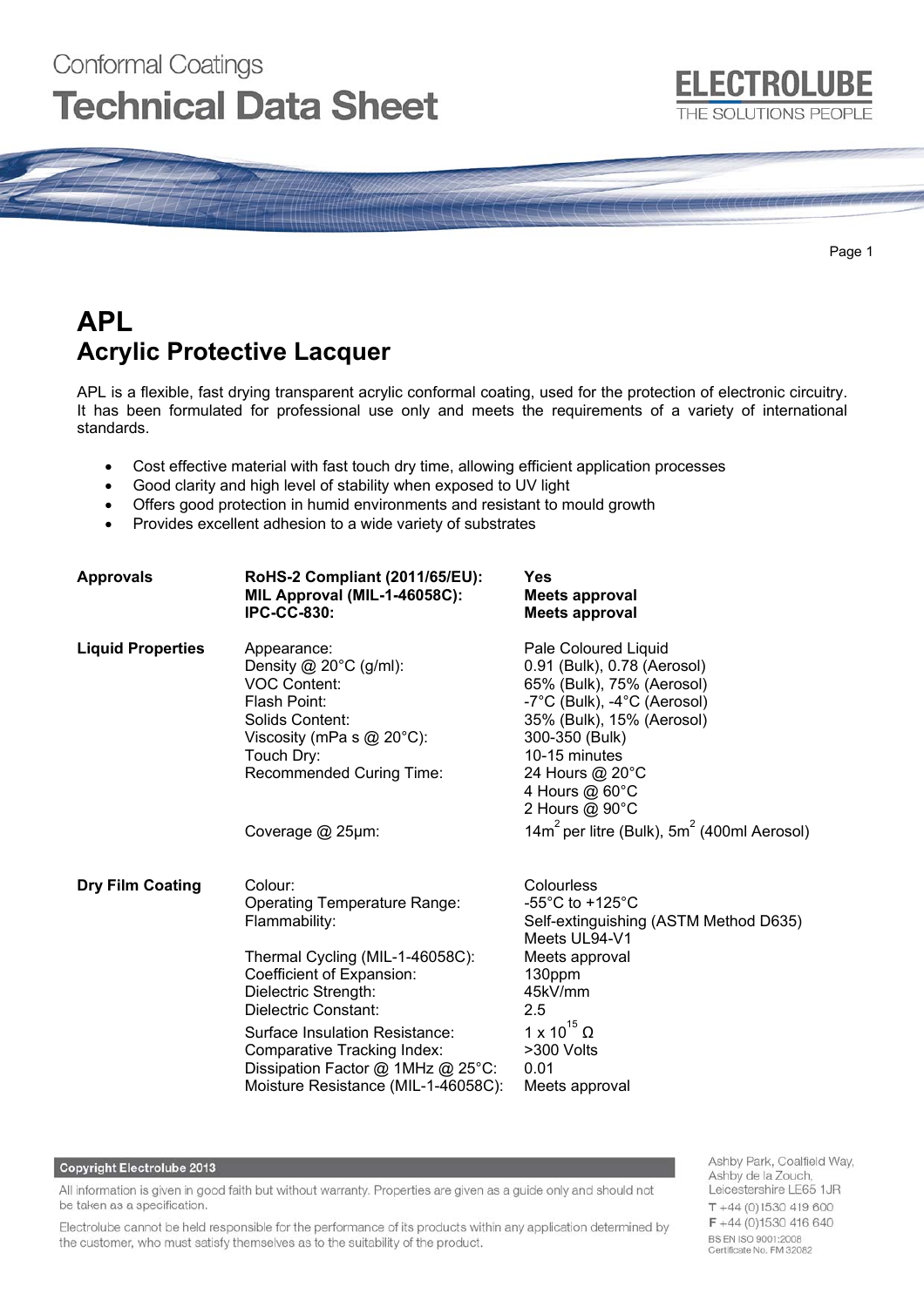Conformal Coatings

# Technical Data Sheet

ELECTROLUBE
THE SOLUTIONS PEOPLE

## APL
## Acrylic Protective Lacquer

APL is a flexible, fast drying transparent acrylic conformal coating, used for the protection of electronic circuitry. It has been formulated for professional use only and meets the requirements of a variety of international standards.

- Cost effective material with fast touch dry time, allowing efficient application processes
- Good clarity and high level of stability when exposed to UV light
- Offers good protection in humid environments and resistant to mould growth
- Provides excellent adhesion to a wide variety of substrates

| | | |
|---|---|---|
| **Approvals** | **RoHS-2 Compliant (2011/65/EU):** | **Yes** |
| | **MIL Approval (MIL-1-46058C):** | **Meets approval** |
| | **IPC-CC-830:** | **Meets approval** |
| **Liquid Properties** | Appearance: | Pale Coloured Liquid |
| | Density @ 20°C (g/ml): | 0.91 (Bulk), 0.78 (Aerosol) |
| | VOC Content: | 65% (Bulk), 75% (Aerosol) |
| | Flash Point: | -7°C (Bulk), -4°C (Aerosol) |
| | Solids Content: | 35% (Bulk), 15% (Aerosol) |
| | Viscosity (mPa s @ 20°C): | 300-350 (Bulk) |
| | Touch Dry: | 10-15 minutes |
| | Recommended Curing Time: | 24 Hours @ 20°C<br>4 Hours @ 60°C<br>2 Hours @ 90°C |
| | Coverage @ 25µm: | 14m$^2$ per litre (Bulk), 5m$^2$ (400ml Aerosol) |
| **Dry Film Coating** | Colour: | Colourless |
| | Operating Temperature Range: | -55°C to +125°C |
| | Flammability: | Self-extinguishing (ASTM Method D635)<br>Meets UL94-V1 |
| | Thermal Cycling (MIL-1-46058C): | Meets approval |
| | Coefficient of Expansion: | 130ppm |
| | Dielectric Strength: | 45kV/mm |
| | Dielectric Constant: | 2.5 |
| | Surface Insulation Resistance: | $1 \times 10^{15}$ Ω |
| | Comparative Tracking Index: | >300 Volts |
| | Dissipation Factor @ 1MHz @ 25°C: | 0.01 |
| | Moisture Resistance (MIL-1-46058C): | Meets approval |

**Copyright Electrolube 2013**

All information is given in good faith but without warranty. Properties are given as a guide only and should not be taken as a specification.

Electrolube cannot be held responsible for the performance of its products within any application determined by the customer, who must satisfy themselves as to the suitability of the product.

Ashby Park, Coalfield Way,
Ashby de la Zouch,
Leicestershire LE65 1JR
T +44 (0)1530 419 600
F +44 (0)1530 416 640
BS EN ISO 9001:2008
Certificate No. FM 32082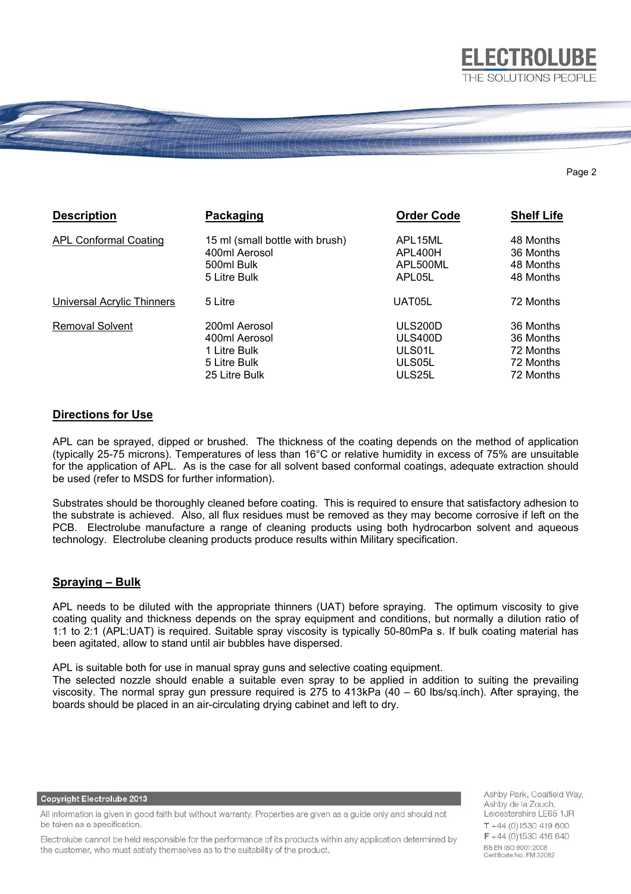| Description | Packaging | Order Code | Shelf Life |
|---|---|---|---|
| APL Conformal Coating | 15 ml (small bottle with brush) | APL15ML | 48 Months |
| | 400ml Aerosol | APL400H | 36 Months |
| | 500ml Bulk | APL500ML | 48 Months |
| | 5 Litre Bulk | APL05L | 48 Months |
| Universal Acrylic Thinners | 5 Litre | UAT05L | 72 Months |
| Removal Solvent | 200ml Aerosol | ULS200D | 36 Months |
| | 400ml Aerosol | ULS400D | 36 Months |
| | 1 Litre Bulk | ULS01L | 72 Months |
| | 5 Litre Bulk | ULS05L | 72 Months |
| | 25 Litre Bulk | ULS25L | 72 Months |

## Directions for Use

APL can be sprayed, dipped or brushed. The thickness of the coating depends on the method of application (typically 25-75 microns). Temperatures of less than 16°C or relative humidity in excess of 75% are unsuitable for the application of APL. As is the case for all solvent based conformal coatings, adequate extraction should be used (refer to MSDS for further information).

Substrates should be thoroughly cleaned before coating. This is required to ensure that satisfactory adhesion to the substrate is achieved. Also, all flux residues must be removed as they may become corrosive if left on the PCB. Electrolube manufacture a range of cleaning products using both hydrocarbon solvent and aqueous technology. Electrolube cleaning products produce results within Military specification.

## Spraying – Bulk

APL needs to be diluted with the appropriate thinners (UAT) before spraying. The optimum viscosity to give coating quality and thickness depends on the spray equipment and conditions, but normally a dilution ratio of 1:1 to 2:1 (APL:UAT) is required. Suitable spray viscosity is typically 50-80mPa s. If bulk coating material has been agitated, allow to stand until air bubbles have dispersed.

APL is suitable both for use in manual spray guns and selective coating equipment.
The selected nozzle should enable a suitable even spray to be applied in addition to suiting the prevailing viscosity. The normal spray gun pressure required is 275 to 413kPa (40 – 60 lbs/sq.inch). After spraying, the boards should be placed in an air-circulating drying cabinet and left to dry.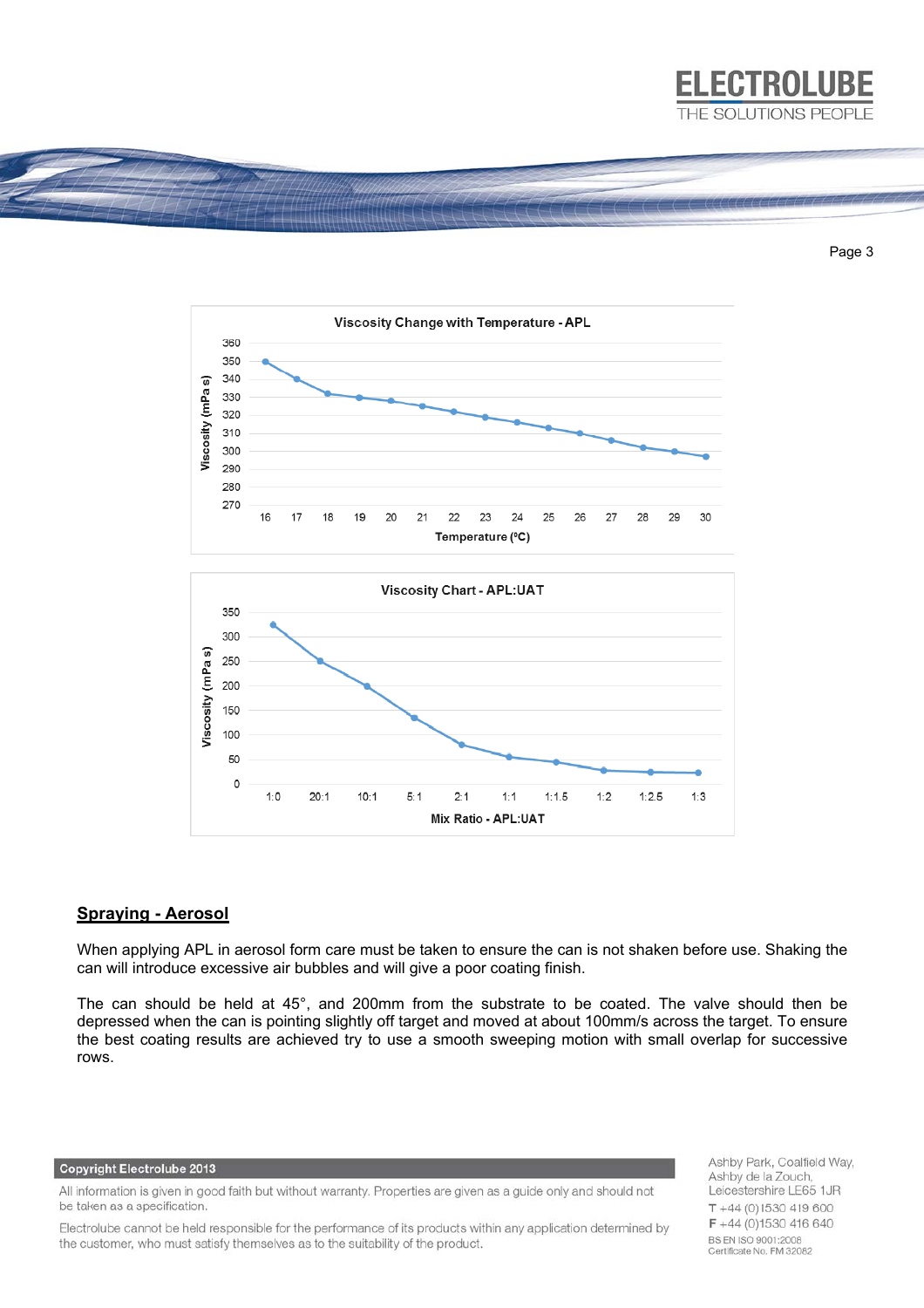**Viscosity Change with Temperature - APL**

| Temperature (ºC) | 16 | 17 | 18 | 19 | 20 | 21 | 22 | 23 | 24 | 25 | 26 | 27 | 28 | 29 | 30 |
|---|---|---|---|---|---|---|---|---|---|---|---|---|---|---|---|
| Viscosity (mPa s) | 350 | 340 | 332 | 330 | 328 | 325 | 322 | 319 | 316 | 313 | 310 | 306 | 302 | 300 | 297 |

**Viscosity Chart - APL:UAT**

| Mix Ratio - APL:UAT | 1:0 | 20:1 | 10:1 | 5:1 | 2:1 | 1:1 | 1:1.5 | 1:2 | 1:2.5 | 1:3 |
|---|---|---|---|---|---|---|---|---|---|---|
| Viscosity (mPa s) | 325 | 250 | 200 | 135 | 80 | 55 | 45 | 28 | 25 | 23 |

## Spraying - Aerosol

When applying APL in aerosol form care must be taken to ensure the can is not shaken before use. Shaking the can will introduce excessive air bubbles and will give a poor coating finish.

The can should be held at 45°, and 200mm from the substrate to be coated. The valve should then be depressed when the can is pointing slightly off target and moved at about 100mm/s across the target. To ensure the best coating results are achieved try to use a smooth sweeping motion with small overlap for successive rows.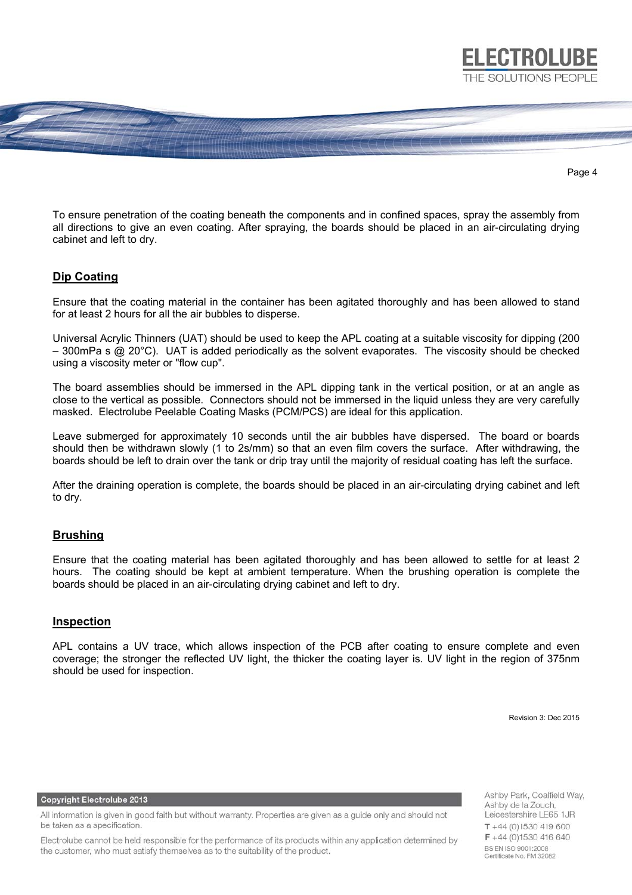To ensure penetration of the coating beneath the components and in confined spaces, spray the assembly from all directions to give an even coating. After spraying, the boards should be placed in an air-circulating drying cabinet and left to dry.

## Dip Coating

Ensure that the coating material in the container has been agitated thoroughly and has been allowed to stand for at least 2 hours for all the air bubbles to disperse.

Universal Acrylic Thinners (UAT) should be used to keep the APL coating at a suitable viscosity for dipping (200 – 300mPa s @ 20°C). UAT is added periodically as the solvent evaporates. The viscosity should be checked using a viscosity meter or "flow cup".

The board assemblies should be immersed in the APL dipping tank in the vertical position, or at an angle as close to the vertical as possible. Connectors should not be immersed in the liquid unless they are very carefully masked. Electrolube Peelable Coating Masks (PCM/PCS) are ideal for this application.

Leave submerged for approximately 10 seconds until the air bubbles have dispersed. The board or boards should then be withdrawn slowly (1 to 2s/mm) so that an even film covers the surface. After withdrawing, the boards should be left to drain over the tank or drip tray until the majority of residual coating has left the surface.

After the draining operation is complete, the boards should be placed in an air-circulating drying cabinet and left to dry.

## Brushing

Ensure that the coating material has been agitated thoroughly and has been allowed to settle for at least 2 hours. The coating should be kept at ambient temperature. When the brushing operation is complete the boards should be placed in an air-circulating drying cabinet and left to dry.

## Inspection

APL contains a UV trace, which allows inspection of the PCB after coating to ensure complete and even coverage; the stronger the reflected UV light, the thicker the coating layer is. UV light in the region of 375nm should be used for inspection.

Revision 3: Dec 2015